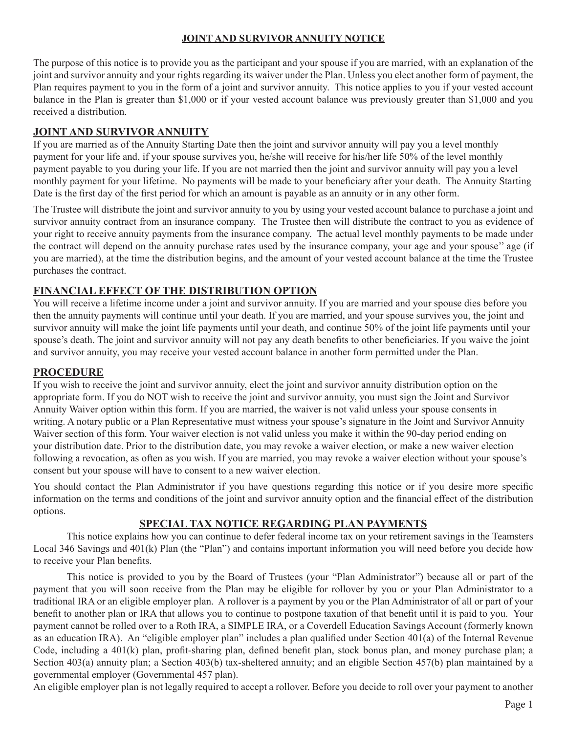# JOINT AND SURVIVOR ANNUITY NOTICE

The purpose of this notice is to provide you as the participant and your spouse if you are married, with an explanation of the joint and survivor annuity and your rights regarding its waiver under the Plan. Unless you elect another form of payment, the Plan requires payment to you in the form of a joint and survivor annuity. This notice applies to you if your vested account balance in the Plan is greater than $1,000 or if your vested account balance was previously greater than $1,000 and you received a distribution.

## JOINT AND SURVIVOR ANNUITY

If you are married as of the Annuity Starting Date then the joint and survivor annuity will pay you a level monthly payment for your life and, if your spouse survives you, he/she will receive for his/her life 50% of the level monthly payment payable to you during your life. If you are not married then the joint and survivor annuity will pay you a level monthly payment for your lifetime. No payments will be made to your beneficiary after your death. The Annuity Starting Date is the first day of the first period for which an amount is payable as an annuity or in any other form.

The Trustee will distribute the joint and survivor annuity to you by using your vested account balance to purchase a joint and survivor annuity contract from an insurance company. The Trustee then will distribute the contract to you as evidence of your right to receive annuity payments from the insurance company. The actual level monthly payments to be made under the contract will depend on the annuity purchase rates used by the insurance company, your age and your spouse'' age (if you are married), at the time the distribution begins, and the amount of your vested account balance at the time the Trustee purchases the contract.

## FINANCIAL EFFECT OF THE DISTRIBUTION OPTION

You will receive a lifetime income under a joint and survivor annuity. If you are married and your spouse dies before you then the annuity payments will continue until your death. If you are married, and your spouse survives you, the joint and survivor annuity will make the joint life payments until your death, and continue 50% of the joint life payments until your spouse's death. The joint and survivor annuity will not pay any death benefits to other beneficiaries. If you waive the joint and survivor annuity, you may receive your vested account balance in another form permitted under the Plan.

## PROCEDURE

If you wish to receive the joint and survivor annuity, elect the joint and survivor annuity distribution option on the appropriate form. If you do NOT wish to receive the joint and survivor annuity, you must sign the Joint and Survivor Annuity Waiver option within this form. If you are married, the waiver is not valid unless your spouse consents in writing. A notary public or a Plan Representative must witness your spouse's signature in the Joint and Survivor Annuity Waiver section of this form. Your waiver election is not valid unless you make it within the 90-day period ending on your distribution date. Prior to the distribution date, you may revoke a waiver election, or make a new waiver election following a revocation, as often as you wish. If you are married, you may revoke a waiver election without your spouse's consent but your spouse will have to consent to a new waiver election.

You should contact the Plan Administrator if you have questions regarding this notice or if you desire more specific information on the terms and conditions of the joint and survivor annuity option and the financial effect of the distribution options.

# SPECIAL TAX NOTICE REGARDING PLAN PAYMENTS

This notice explains how you can continue to defer federal income tax on your retirement savings in the Teamsters Local 346 Savings and 401(k) Plan (the "Plan") and contains important information you will need before you decide how to receive your Plan benefits.

This notice is provided to you by the Board of Trustees (your "Plan Administrator") because all or part of the payment that you will soon receive from the Plan may be eligible for rollover by you or your Plan Administrator to a traditional IRA or an eligible employer plan. A rollover is a payment by you or the Plan Administrator of all or part of your benefit to another plan or IRA that allows you to continue to postpone taxation of that benefit until it is paid to you. Your payment cannot be rolled over to a Roth IRA, a SIMPLE IRA, or a Coverdell Education Savings Account (formerly known as an education IRA). An "eligible employer plan" includes a plan qualified under Section 401(a) of the Internal Revenue Code, including a 401(k) plan, profit-sharing plan, defined benefit plan, stock bonus plan, and money purchase plan; a Section 403(a) annuity plan; a Section 403(b) tax-sheltered annuity; and an eligible Section 457(b) plan maintained by a governmental employer (Governmental 457 plan).

An eligible employer plan is not legally required to accept a rollover. Before you decide to roll over your payment to another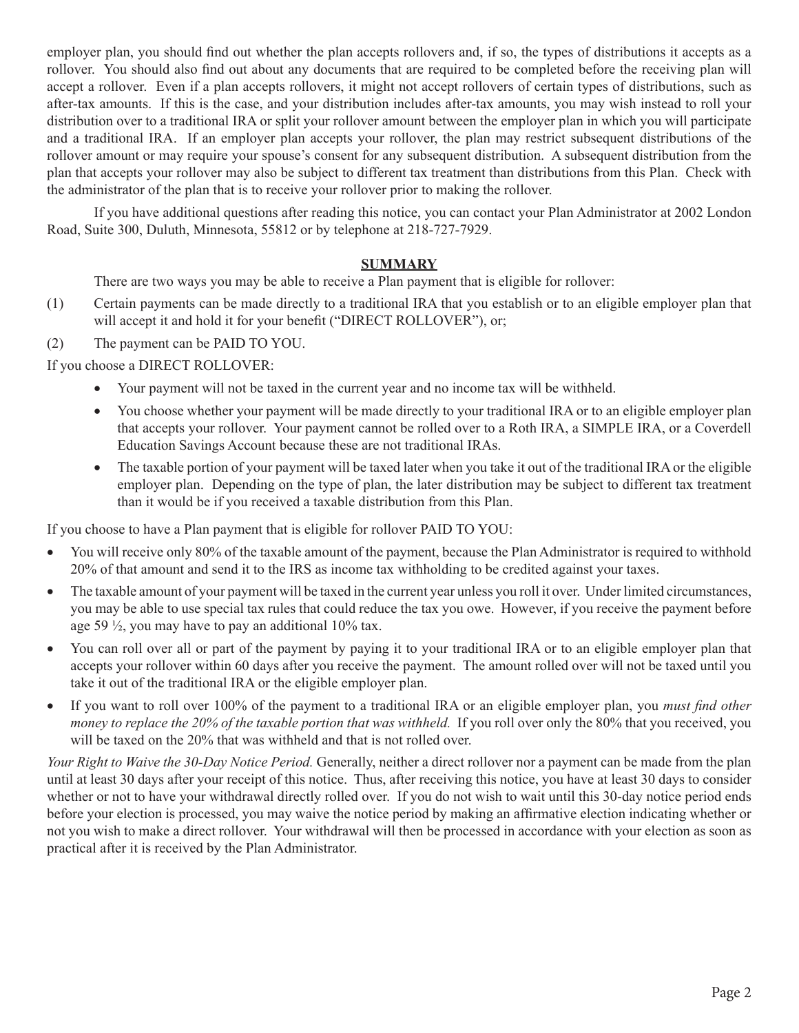employer plan, you should find out whether the plan accepts rollovers and, if so, the types of distributions it accepts as a rollover. You should also find out about any documents that are required to be completed before the receiving plan will accept a rollover. Even if a plan accepts rollovers, it might not accept rollovers of certain types of distributions, such as after-tax amounts. If this is the case, and your distribution includes after-tax amounts, you may wish instead to roll your distribution over to a traditional IRA or split your rollover amount between the employer plan in which you will participate and a traditional IRA. If an employer plan accepts your rollover, the plan may restrict subsequent distributions of the rollover amount or may require your spouse's consent for any subsequent distribution. A subsequent distribution from the plan that accepts your rollover may also be subject to different tax treatment than distributions from this Plan. Check with the administrator of the plan that is to receive your rollover prior to making the rollover.

If you have additional questions after reading this notice, you can contact your Plan Administrator at 2002 London Road, Suite 300, Duluth, Minnesota, 55812 or by telephone at 218-727-7929.

## SUMMARY

There are two ways you may be able to receive a Plan payment that is eligible for rollover:

(1) Certain payments can be made directly to a traditional IRA that you establish or to an eligible employer plan that will accept it and hold it for your benefit ("DIRECT ROLLOVER"), or;

(2) The payment can be PAID TO YOU.

If you choose a DIRECT ROLLOVER:

- Your payment will not be taxed in the current year and no income tax will be withheld.
- You choose whether your payment will be made directly to your traditional IRA or to an eligible employer plan that accepts your rollover. Your payment cannot be rolled over to a Roth IRA, a SIMPLE IRA, or a Coverdell Education Savings Account because these are not traditional IRAs.
- The taxable portion of your payment will be taxed later when you take it out of the traditional IRA or the eligible employer plan. Depending on the type of plan, the later distribution may be subject to different tax treatment than it would be if you received a taxable distribution from this Plan.

If you choose to have a Plan payment that is eligible for rollover PAID TO YOU:

- You will receive only 80% of the taxable amount of the payment, because the Plan Administrator is required to withhold 20% of that amount and send it to the IRS as income tax withholding to be credited against your taxes.
- The taxable amount of your payment will be taxed in the current year unless you roll it over. Under limited circumstances, you may be able to use special tax rules that could reduce the tax you owe. However, if you receive the payment before age 59 ½, you may have to pay an additional 10% tax.
- You can roll over all or part of the payment by paying it to your traditional IRA or to an eligible employer plan that accepts your rollover within 60 days after you receive the payment. The amount rolled over will not be taxed until you take it out of the traditional IRA or the eligible employer plan.
- If you want to roll over 100% of the payment to a traditional IRA or an eligible employer plan, you *must find other money to replace the 20% of the taxable portion that was withheld.* If you roll over only the 80% that you received, you will be taxed on the 20% that was withheld and that is not rolled over.

*Your Right to Waive the 30-Day Notice Period.* Generally, neither a direct rollover nor a payment can be made from the plan until at least 30 days after your receipt of this notice. Thus, after receiving this notice, you have at least 30 days to consider whether or not to have your withdrawal directly rolled over. If you do not wish to wait until this 30-day notice period ends before your election is processed, you may waive the notice period by making an affirmative election indicating whether or not you wish to make a direct rollover. Your withdrawal will then be processed in accordance with your election as soon as practical after it is received by the Plan Administrator.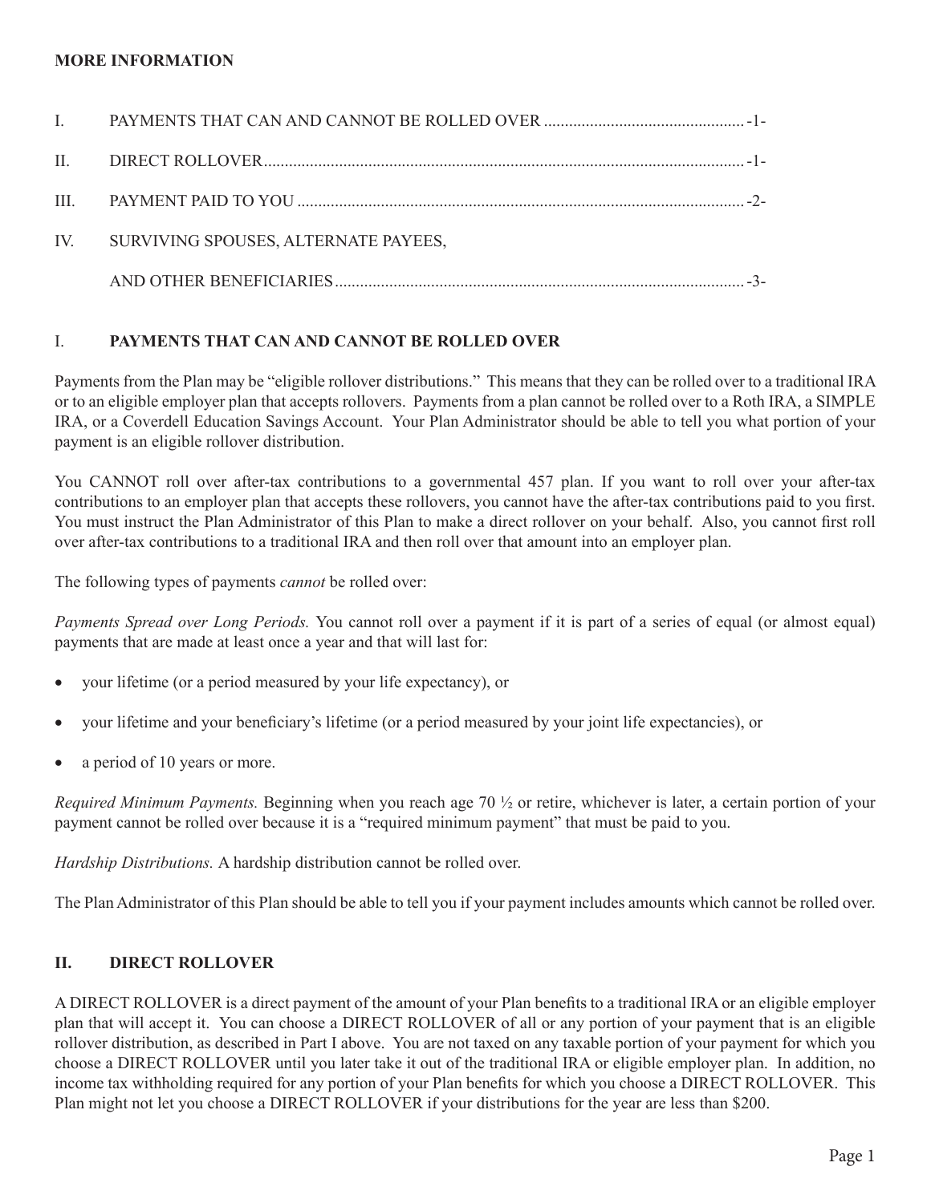**MORE INFORMATION**

I. PAYMENTS THAT CAN AND CANNOT BE ROLLED OVER ............................................... -1-

II. DIRECT ROLLOVER ................................................................................................................. -1-

III. PAYMENT PAID TO YOU ......................................................................................................... -2-

IV. SURVIVING SPOUSES, ALTERNATE PAYEES,
AND OTHER BENEFICIARIES ................................................................................................ -3-

## I. PAYMENTS THAT CAN AND CANNOT BE ROLLED OVER

Payments from the Plan may be "eligible rollover distributions." This means that they can be rolled over to a traditional IRA or to an eligible employer plan that accepts rollovers. Payments from a plan cannot be rolled over to a Roth IRA, a SIMPLE IRA, or a Coverdell Education Savings Account. Your Plan Administrator should be able to tell you what portion of your payment is an eligible rollover distribution.

You CANNOT roll over after-tax contributions to a governmental 457 plan. If you want to roll over your after-tax contributions to an employer plan that accepts these rollovers, you cannot have the after-tax contributions paid to you first. You must instruct the Plan Administrator of this Plan to make a direct rollover on your behalf. Also, you cannot first roll over after-tax contributions to a traditional IRA and then roll over that amount into an employer plan.

The following types of payments *cannot* be rolled over:

*Payments Spread over Long Periods.* You cannot roll over a payment if it is part of a series of equal (or almost equal) payments that are made at least once a year and that will last for:

- your lifetime (or a period measured by your life expectancy), or
- your lifetime and your beneficiary's lifetime (or a period measured by your joint life expectancies), or
- a period of 10 years or more.

*Required Minimum Payments.* Beginning when you reach age 70 ½ or retire, whichever is later, a certain portion of your payment cannot be rolled over because it is a "required minimum payment" that must be paid to you.

*Hardship Distributions.* A hardship distribution cannot be rolled over.

The Plan Administrator of this Plan should be able to tell you if your payment includes amounts which cannot be rolled over.

## II. DIRECT ROLLOVER

A DIRECT ROLLOVER is a direct payment of the amount of your Plan benefits to a traditional IRA or an eligible employer plan that will accept it. You can choose a DIRECT ROLLOVER of all or any portion of your payment that is an eligible rollover distribution, as described in Part I above. You are not taxed on any taxable portion of your payment for which you choose a DIRECT ROLLOVER until you later take it out of the traditional IRA or eligible employer plan. In addition, no income tax withholding required for any portion of your Plan benefits for which you choose a DIRECT ROLLOVER. This Plan might not let you choose a DIRECT ROLLOVER if your distributions for the year are less than $200.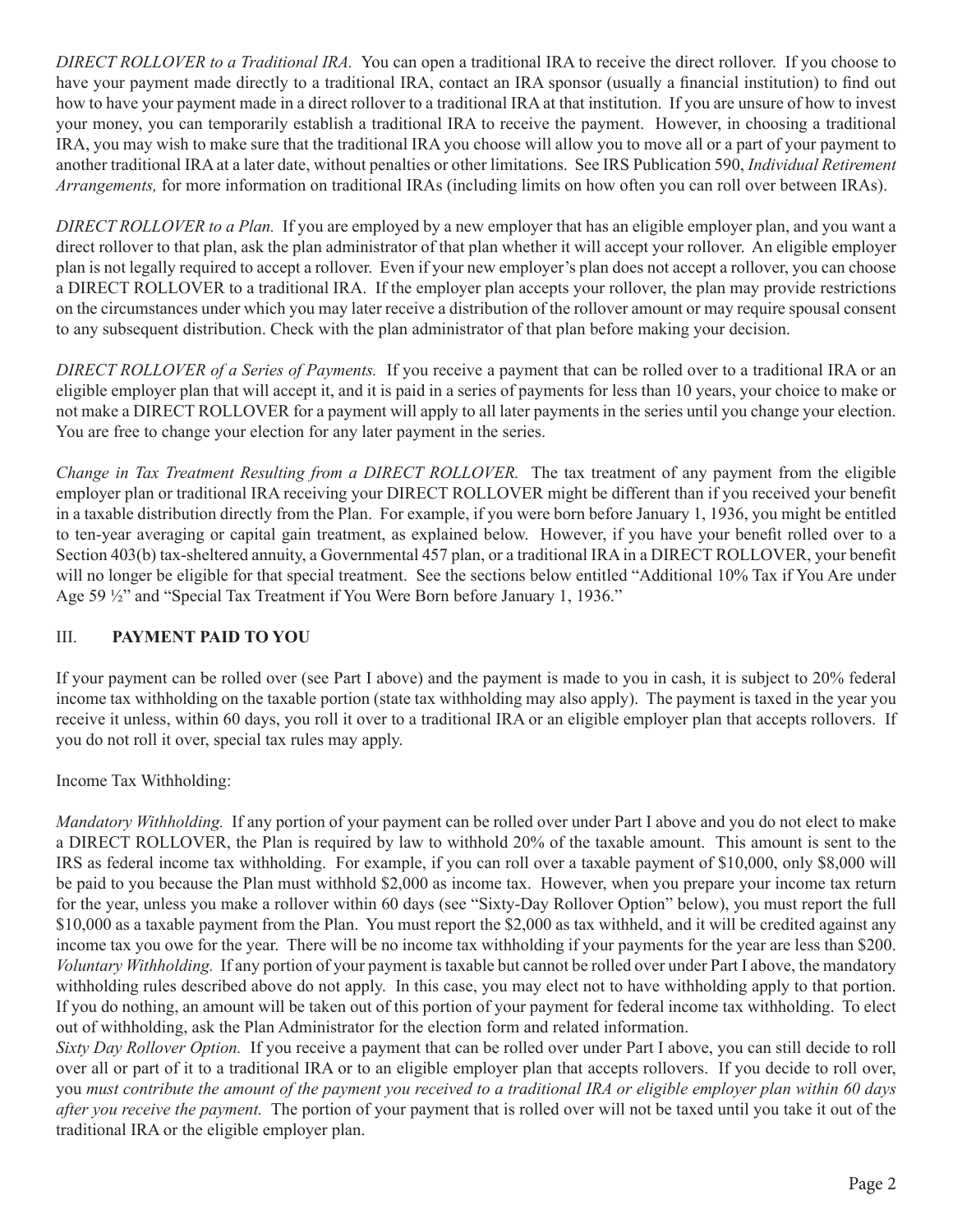*DIRECT ROLLOVER to a Traditional IRA.* You can open a traditional IRA to receive the direct rollover. If you choose to have your payment made directly to a traditional IRA, contact an IRA sponsor (usually a financial institution) to find out how to have your payment made in a direct rollover to a traditional IRA at that institution. If you are unsure of how to invest your money, you can temporarily establish a traditional IRA to receive the payment. However, in choosing a traditional IRA, you may wish to make sure that the traditional IRA you choose will allow you to move all or a part of your payment to another traditional IRA at a later date, without penalties or other limitations. See IRS Publication 590, *Individual Retirement Arrangements,* for more information on traditional IRAs (including limits on how often you can roll over between IRAs).

*DIRECT ROLLOVER to a Plan.* If you are employed by a new employer that has an eligible employer plan, and you want a direct rollover to that plan, ask the plan administrator of that plan whether it will accept your rollover. An eligible employer plan is not legally required to accept a rollover. Even if your new employer's plan does not accept a rollover, you can choose a DIRECT ROLLOVER to a traditional IRA. If the employer plan accepts your rollover, the plan may provide restrictions on the circumstances under which you may later receive a distribution of the rollover amount or may require spousal consent to any subsequent distribution. Check with the plan administrator of that plan before making your decision.

*DIRECT ROLLOVER of a Series of Payments.* If you receive a payment that can be rolled over to a traditional IRA or an eligible employer plan that will accept it, and it is paid in a series of payments for less than 10 years, your choice to make or not make a DIRECT ROLLOVER for a payment will apply to all later payments in the series until you change your election. You are free to change your election for any later payment in the series.

*Change in Tax Treatment Resulting from a DIRECT ROLLOVER.* The tax treatment of any payment from the eligible employer plan or traditional IRA receiving your DIRECT ROLLOVER might be different than if you received your benefit in a taxable distribution directly from the Plan. For example, if you were born before January 1, 1936, you might be entitled to ten-year averaging or capital gain treatment, as explained below. However, if you have your benefit rolled over to a Section 403(b) tax-sheltered annuity, a Governmental 457 plan, or a traditional IRA in a DIRECT ROLLOVER, your benefit will no longer be eligible for that special treatment. See the sections below entitled "Additional 10% Tax if You Are under Age 59 ½" and "Special Tax Treatment if You Were Born before January 1, 1936."

## III. PAYMENT PAID TO YOU

If your payment can be rolled over (see Part I above) and the payment is made to you in cash, it is subject to 20% federal income tax withholding on the taxable portion (state tax withholding may also apply). The payment is taxed in the year you receive it unless, within 60 days, you roll it over to a traditional IRA or an eligible employer plan that accepts rollovers. If you do not roll it over, special tax rules may apply.

Income Tax Withholding:

*Mandatory Withholding.* If any portion of your payment can be rolled over under Part I above and you do not elect to make a DIRECT ROLLOVER, the Plan is required by law to withhold 20% of the taxable amount. This amount is sent to the IRS as federal income tax withholding. For example, if you can roll over a taxable payment of \$10,000, only \$8,000 will be paid to you because the Plan must withhold \$2,000 as income tax. However, when you prepare your income tax return for the year, unless you make a rollover within 60 days (see "Sixty-Day Rollover Option" below), you must report the full \$10,000 as a taxable payment from the Plan. You must report the \$2,000 as tax withheld, and it will be credited against any income tax you owe for the year. There will be no income tax withholding if your payments for the year are less than \$200.

*Voluntary Withholding.* If any portion of your payment is taxable but cannot be rolled over under Part I above, the mandatory withholding rules described above do not apply. In this case, you may elect not to have withholding apply to that portion. If you do nothing, an amount will be taken out of this portion of your payment for federal income tax withholding. To elect out of withholding, ask the Plan Administrator for the election form and related information.

*Sixty Day Rollover Option.* If you receive a payment that can be rolled over under Part I above, you can still decide to roll over all or part of it to a traditional IRA or to an eligible employer plan that accepts rollovers. If you decide to roll over, you *must contribute the amount of the payment you received to a traditional IRA or eligible employer plan within 60 days after you receive the payment.* The portion of your payment that is rolled over will not be taxed until you take it out of the traditional IRA or the eligible employer plan.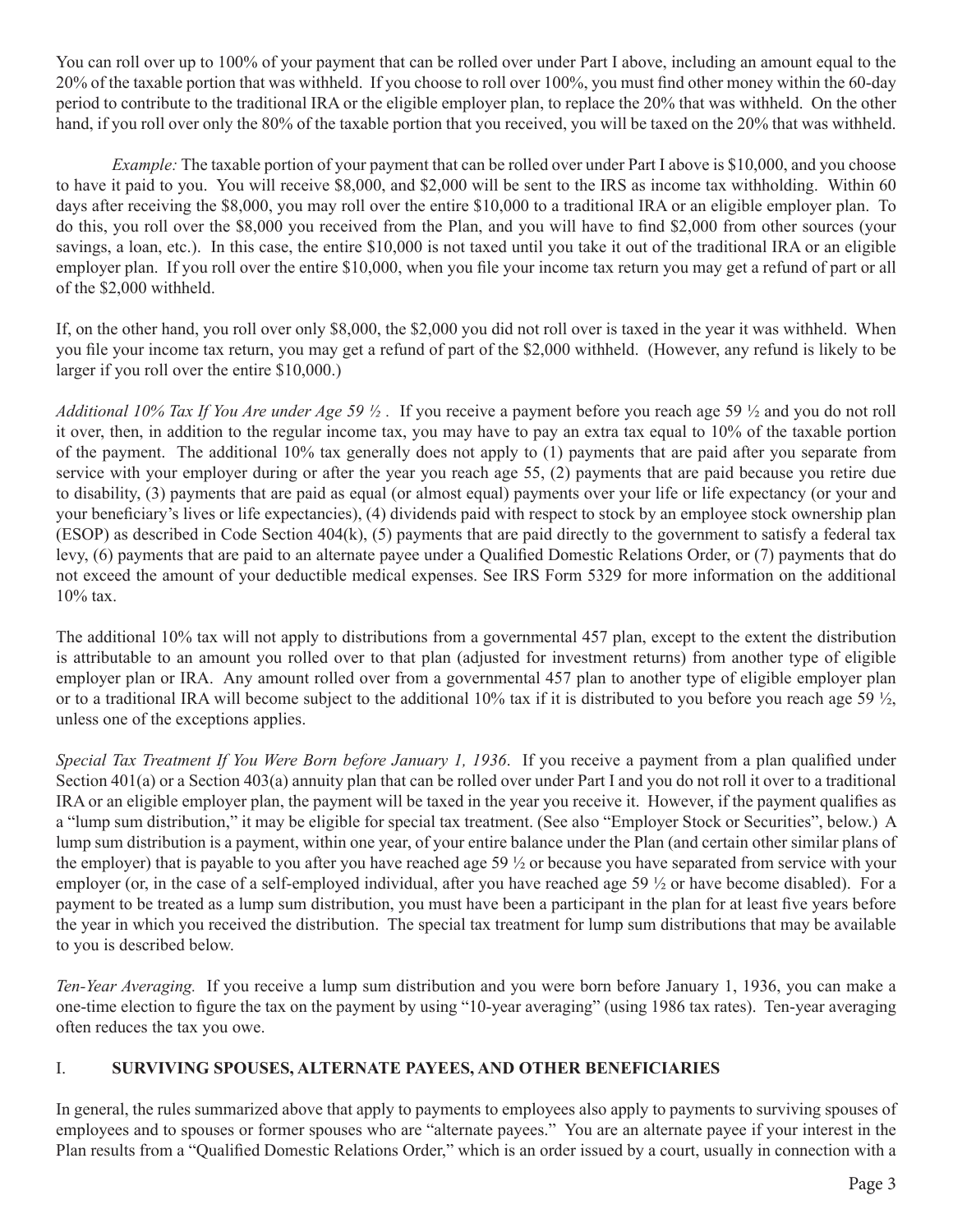You can roll over up to 100% of your payment that can be rolled over under Part I above, including an amount equal to the 20% of the taxable portion that was withheld. If you choose to roll over 100%, you must find other money within the 60-day period to contribute to the traditional IRA or the eligible employer plan, to replace the 20% that was withheld. On the other hand, if you roll over only the 80% of the taxable portion that you received, you will be taxed on the 20% that was withheld.

*Example:* The taxable portion of your payment that can be rolled over under Part I above is $10,000, and you choose to have it paid to you. You will receive $8,000, and $2,000 will be sent to the IRS as income tax withholding. Within 60 days after receiving the $8,000, you may roll over the entire $10,000 to a traditional IRA or an eligible employer plan. To do this, you roll over the $8,000 you received from the Plan, and you will have to find $2,000 from other sources (your savings, a loan, etc.). In this case, the entire $10,000 is not taxed until you take it out of the traditional IRA or an eligible employer plan. If you roll over the entire $10,000, when you file your income tax return you may get a refund of part or all of the $2,000 withheld.

If, on the other hand, you roll over only $8,000, the $2,000 you did not roll over is taxed in the year it was withheld. When you file your income tax return, you may get a refund of part of the $2,000 withheld. (However, any refund is likely to be larger if you roll over the entire $10,000.)

*Additional 10% Tax If You Are under Age 59 ½ .* If you receive a payment before you reach age 59 ½ and you do not roll it over, then, in addition to the regular income tax, you may have to pay an extra tax equal to 10% of the taxable portion of the payment. The additional 10% tax generally does not apply to (1) payments that are paid after you separate from service with your employer during or after the year you reach age 55, (2) payments that are paid because you retire due to disability, (3) payments that are paid as equal (or almost equal) payments over your life or life expectancy (or your and your beneficiary's lives or life expectancies), (4) dividends paid with respect to stock by an employee stock ownership plan (ESOP) as described in Code Section 404(k), (5) payments that are paid directly to the government to satisfy a federal tax levy, (6) payments that are paid to an alternate payee under a Qualified Domestic Relations Order, or (7) payments that do not exceed the amount of your deductible medical expenses. See IRS Form 5329 for more information on the additional 10% tax.

The additional 10% tax will not apply to distributions from a governmental 457 plan, except to the extent the distribution is attributable to an amount you rolled over to that plan (adjusted for investment returns) from another type of eligible employer plan or IRA. Any amount rolled over from a governmental 457 plan to another type of eligible employer plan or to a traditional IRA will become subject to the additional 10% tax if it is distributed to you before you reach age 59 ½, unless one of the exceptions applies.

*Special Tax Treatment If You Were Born before January 1, 1936*. If you receive a payment from a plan qualified under Section 401(a) or a Section 403(a) annuity plan that can be rolled over under Part I and you do not roll it over to a traditional IRA or an eligible employer plan, the payment will be taxed in the year you receive it. However, if the payment qualifies as a "lump sum distribution," it may be eligible for special tax treatment. (See also "Employer Stock or Securities", below.) A lump sum distribution is a payment, within one year, of your entire balance under the Plan (and certain other similar plans of the employer) that is payable to you after you have reached age 59 ½ or because you have separated from service with your employer (or, in the case of a self-employed individual, after you have reached age 59 ½ or have become disabled). For a payment to be treated as a lump sum distribution, you must have been a participant in the plan for at least five years before the year in which you received the distribution. The special tax treatment for lump sum distributions that may be available to you is described below.

*Ten-Year Averaging.* If you receive a lump sum distribution and you were born before January 1, 1936, you can make a one-time election to figure the tax on the payment by using "10-year averaging" (using 1986 tax rates). Ten-year averaging often reduces the tax you owe.

## I. SURVIVING SPOUSES, ALTERNATE PAYEES, AND OTHER BENEFICIARIES

In general, the rules summarized above that apply to payments to employees also apply to payments to surviving spouses of employees and to spouses or former spouses who are "alternate payees." You are an alternate payee if your interest in the Plan results from a "Qualified Domestic Relations Order," which is an order issued by a court, usually in connection with a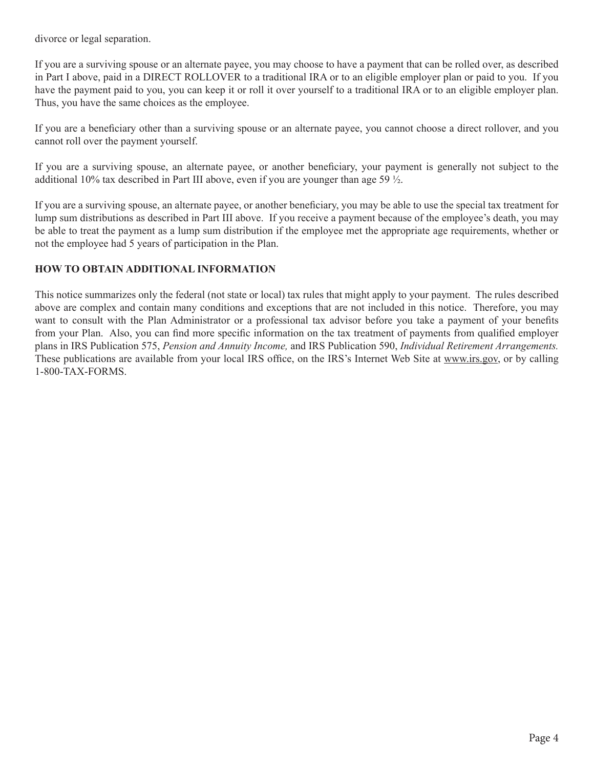divorce or legal separation.

If you are a surviving spouse or an alternate payee, you may choose to have a payment that can be rolled over, as described in Part I above, paid in a DIRECT ROLLOVER to a traditional IRA or to an eligible employer plan or paid to you. If you have the payment paid to you, you can keep it or roll it over yourself to a traditional IRA or to an eligible employer plan. Thus, you have the same choices as the employee.

If you are a beneficiary other than a surviving spouse or an alternate payee, you cannot choose a direct rollover, and you cannot roll over the payment yourself.

If you are a surviving spouse, an alternate payee, or another beneficiary, your payment is generally not subject to the additional 10% tax described in Part III above, even if you are younger than age 59 ½.

If you are a surviving spouse, an alternate payee, or another beneficiary, you may be able to use the special tax treatment for lump sum distributions as described in Part III above. If you receive a payment because of the employee's death, you may be able to treat the payment as a lump sum distribution if the employee met the appropriate age requirements, whether or not the employee had 5 years of participation in the Plan.

**HOW TO OBTAIN ADDITIONAL INFORMATION**

This notice summarizes only the federal (not state or local) tax rules that might apply to your payment. The rules described above are complex and contain many conditions and exceptions that are not included in this notice. Therefore, you may want to consult with the Plan Administrator or a professional tax advisor before you take a payment of your benefits from your Plan. Also, you can find more specific information on the tax treatment of payments from qualified employer plans in IRS Publication 575, *Pension and Annuity Income,* and IRS Publication 590, *Individual Retirement Arrangements.* These publications are available from your local IRS office, on the IRS's Internet Web Site at www.irs.gov, or by calling 1-800-TAX-FORMS.